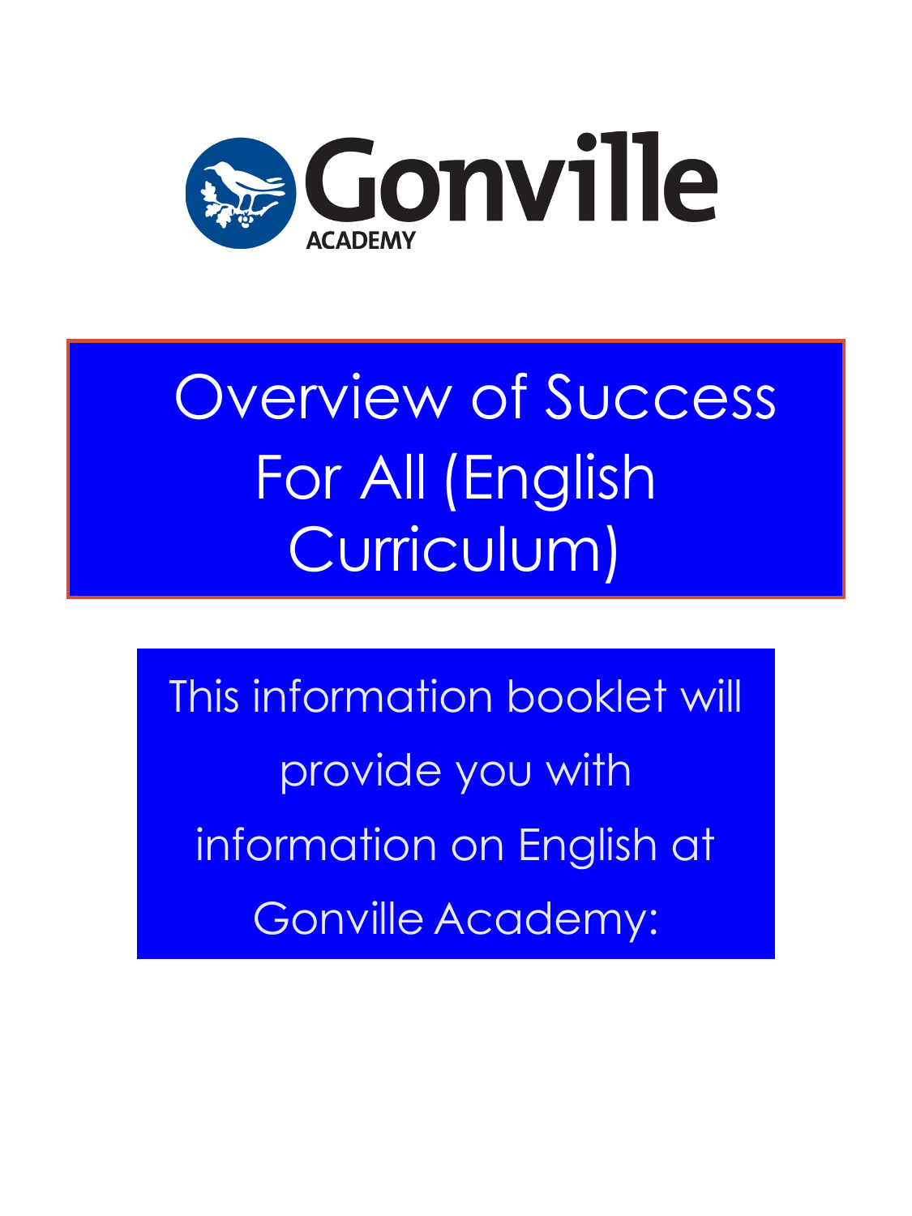Gonville ACADEMY

# Overview of Success For All (English Curriculum)

This information booklet will provide you with information on English at Gonville Academy: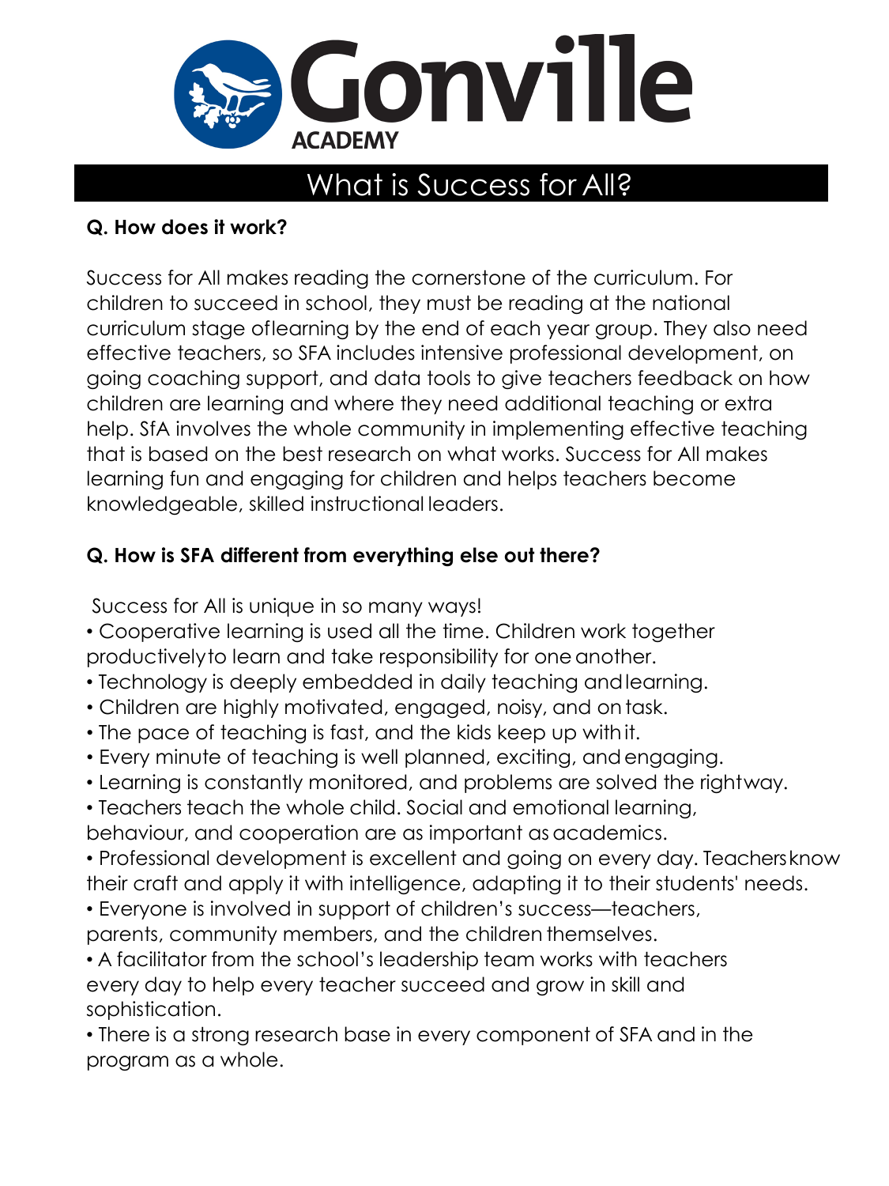# Gonville ACADEMY

## What is Success for All?

**Q. How does it work?**

Success for All makes reading the cornerstone of the curriculum. For children to succeed in school, they must be reading at the national curriculum stage oflearning by the end of each year group. They also need effective teachers, so SFA includes intensive professional development, on going coaching support, and data tools to give teachers feedback on how children are learning and where they need additional teaching or extra help. SfA involves the whole community in implementing effective teaching that is based on the best research on what works. Success for All makes learning fun and engaging for children and helps teachers become knowledgeable, skilled instructional leaders.

**Q. How is SFA different from everything else out there?**

Success for All is unique in so many ways!

- Cooperative learning is used all the time. Children work together productivelyto learn and take responsibility for one another.
- Technology is deeply embedded in daily teaching andlearning.
- Children are highly motivated, engaged, noisy, and on task.
- The pace of teaching is fast, and the kids keep up withit.
- Every minute of teaching is well planned, exciting, andengaging.
- Learning is constantly monitored, and problems are solved the rightway.
- Teachers teach the whole child. Social and emotional learning, behaviour, and cooperation are as important as academics.
- Professional development is excellent and going on every day. Teachersknow their craft and apply it with intelligence, adapting it to their students' needs.
- Everyone is involved in support of children's success—teachers, parents, community members, and the children themselves.
- A facilitator from the school's leadership team works with teachers every day to help every teacher succeed and grow in skill and sophistication.
- There is a strong research base in every component of SFA and in the program as a whole.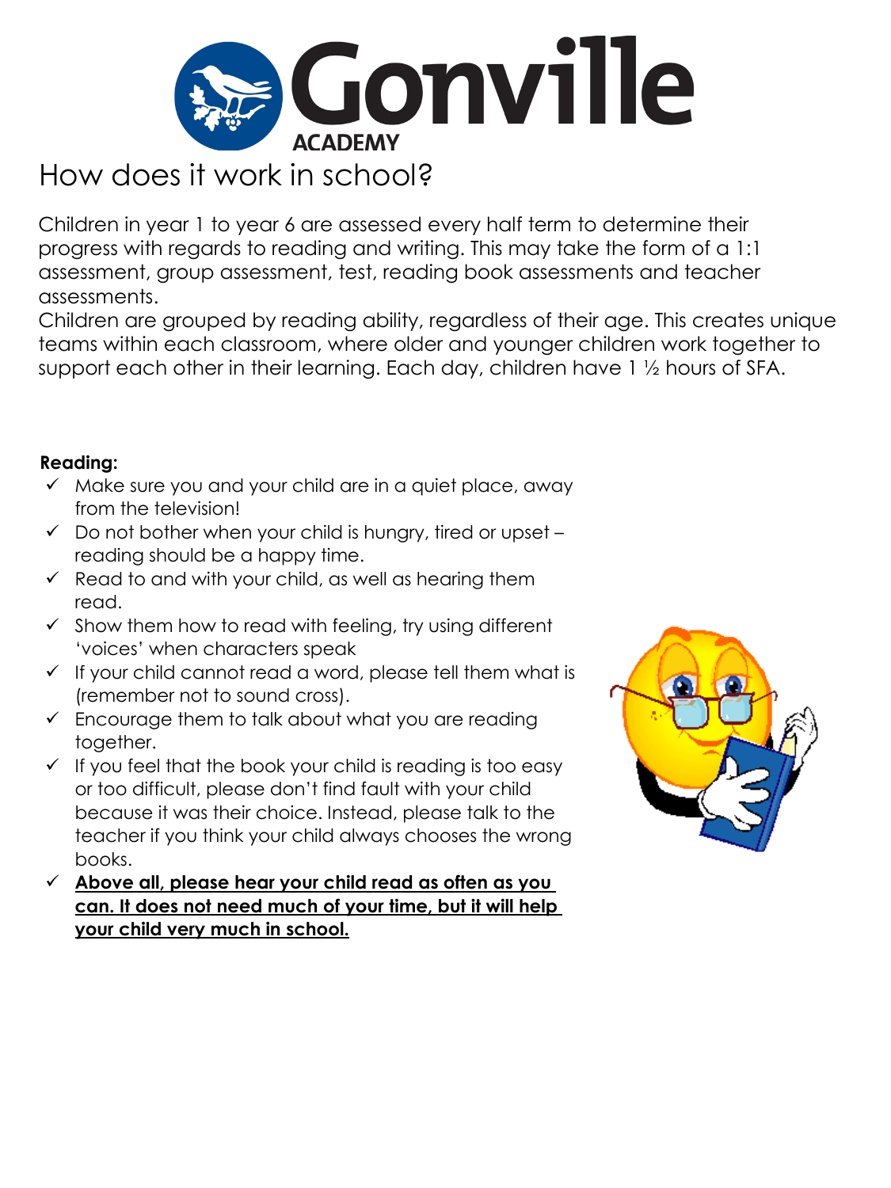# How does it work in school?

Children in year 1 to year 6 are assessed every half term to determine their progress with regards to reading and writing. This may take the form of a 1:1 assessment, group assessment, test, reading book assessments and teacher assessments.

Children are grouped by reading ability, regardless of their age. This creates unique teams within each classroom, where older and younger children work together to support each other in their learning. Each day, children have 1 ½ hours of SFA.

**Reading:**

- ✓ Make sure you and your child are in a quiet place, away from the television!
- ✓ Do not bother when your child is hungry, tired or upset – reading should be a happy time.
- ✓ Read to and with your child, as well as hearing them read.
- ✓ Show them how to read with feeling, try using different 'voices' when characters speak
- ✓ If your child cannot read a word, please tell them what is (remember not to sound cross).
- ✓ Encourage them to talk about what you are reading together.
- ✓ If you feel that the book your child is reading is too easy or too difficult, please don't find fault with your child because it was their choice. Instead, please talk to the teacher if you think your child always chooses the wrong books.
- ✓ **Above all, please hear your child read as often as you can. It does not need much of your time, but it will help your child very much in school.**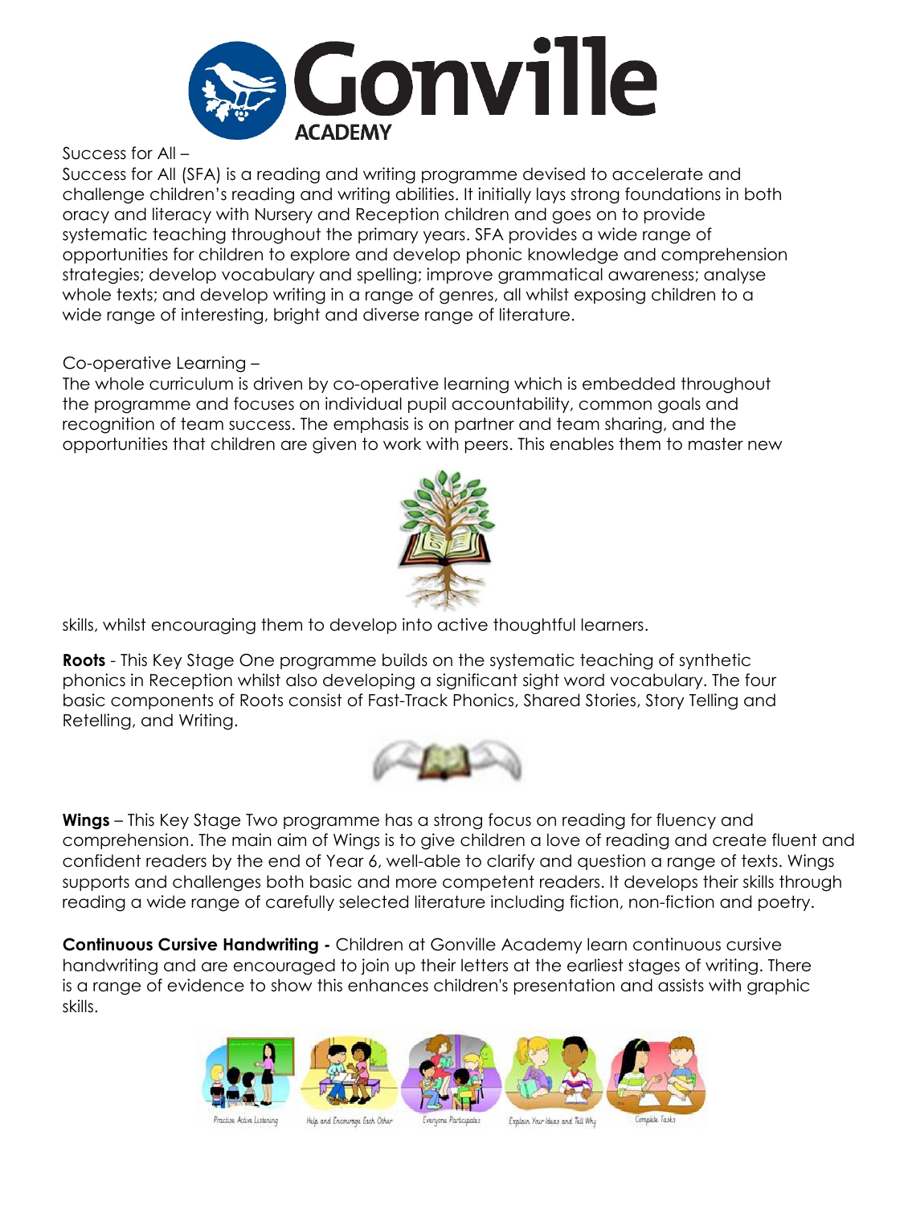# Gonville ACADEMY

Success for All –

Success for All (SFA) is a reading and writing programme devised to accelerate and challenge children's reading and writing abilities. It initially lays strong foundations in both oracy and literacy with Nursery and Reception children and goes on to provide systematic teaching throughout the primary years. SFA provides a wide range of opportunities for children to explore and develop phonic knowledge and comprehension strategies; develop vocabulary and spelling; improve grammatical awareness; analyse whole texts; and develop writing in a range of genres, all whilst exposing children to a wide range of interesting, bright and diverse range of literature.

Co-operative Learning –

The whole curriculum is driven by co-operative learning which is embedded throughout the programme and focuses on individual pupil accountability, common goals and recognition of team success. The emphasis is on partner and team sharing, and the opportunities that children are given to work with peers. This enables them to master new skills, whilst encouraging them to develop into active thoughtful learners.

**Roots** - This Key Stage One programme builds on the systematic teaching of synthetic phonics in Reception whilst also developing a significant sight word vocabulary. The four basic components of Roots consist of Fast-Track Phonics, Shared Stories, Story Telling and Retelling, and Writing.

**Wings** – This Key Stage Two programme has a strong focus on reading for fluency and comprehension. The main aim of Wings is to give children a love of reading and create fluent and confident readers by the end of Year 6, well-able to clarify and question a range of texts. Wings supports and challenges both basic and more competent readers. It develops their skills through reading a wide range of carefully selected literature including fiction, non-fiction and poetry.

**Continuous Cursive Handwriting -** Children at Gonville Academy learn continuous cursive handwriting and are encouraged to join up their letters at the earliest stages of writing. There is a range of evidence to show this enhances children's presentation and assists with graphic skills.

Practise Active Listening

Help and Encourage Each Other

Everyone Participates

Explain Your Ideas and Tell Why

Complete Tasks